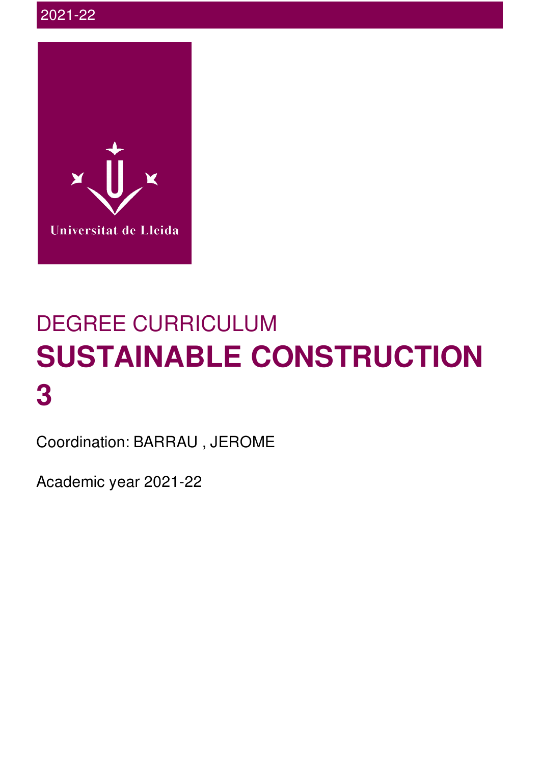DEGREE CURRICULUM

# SUSTAINABLE CONSTRUCTION 3

Coordination: BARRAU , JEROME

Academic year 2021-22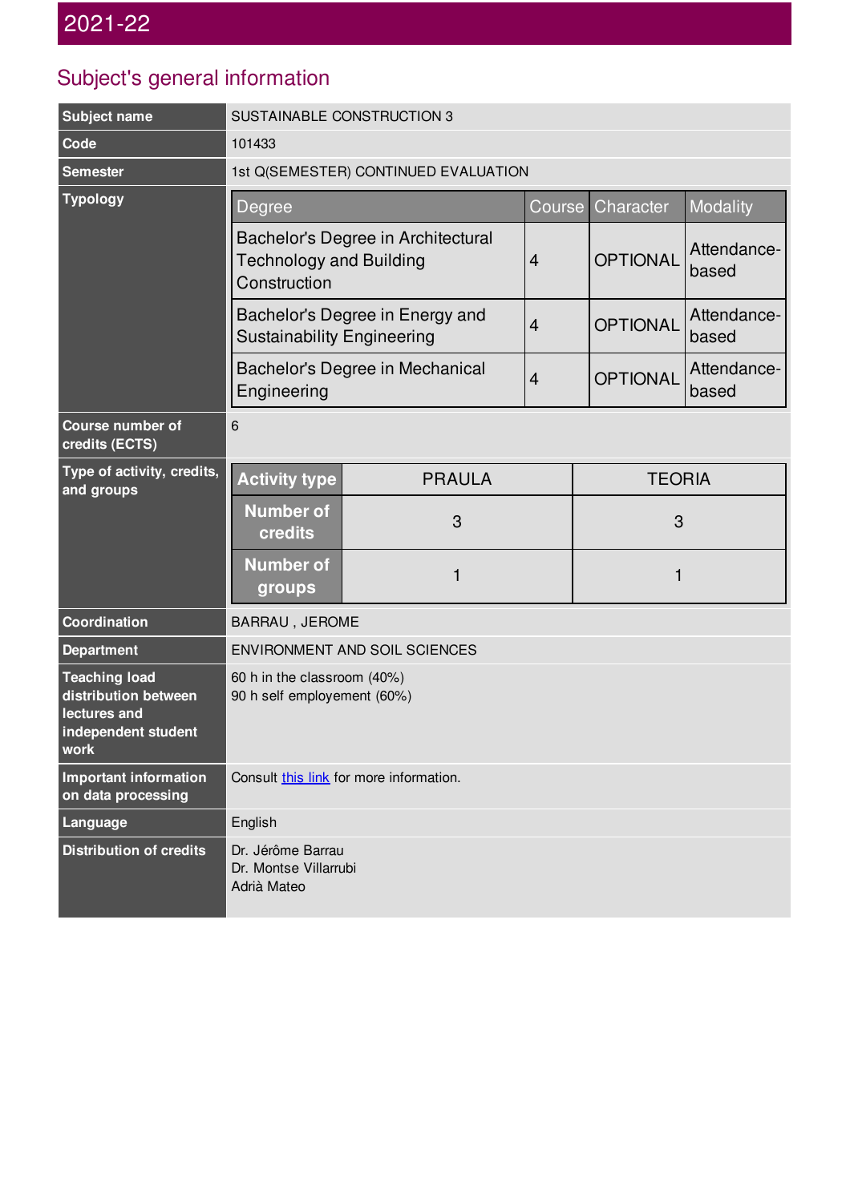2021-22

## Subject's general information

| | |
|---|---|
| **Subject name** | SUSTAINABLE CONSTRUCTION 3 |
| **Code** | 101433 |
| **Semester** | 1st Q(SEMESTER) CONTINUED EVALUATION |
| **Typology** | |

| Degree | Course | Character | Modality |
|---|---|---|---|
| Bachelor's Degree in Architectural Technology and Building Construction | 4 | OPTIONAL | Attendance-based |
| Bachelor's Degree in Energy and Sustainability Engineering | 4 | OPTIONAL | Attendance-based |
| Bachelor's Degree in Mechanical Engineering | 4 | OPTIONAL | Attendance-based |

| | |
|---|---|
| **Course number of credits (ECTS)** | 6 |
| **Type of activity, credits, and groups** | |

| Activity type | PRAULA | TEORIA |
|---|---|---|
| Number of credits | 3 | 3 |
| Number of groups | 1 | 1 |

| | |
|---|---|
| **Coordination** | BARRAU , JEROME |
| **Department** | ENVIRONMENT AND SOIL SCIENCES |
| **Teaching load distribution between lectures and independent student work** | 60 h in the classroom (40%)<br>90 h self employement (60%) |
| **Important information on data processing** | Consult this link for more information. |
| **Language** | English |
| **Distribution of credits** | Dr. Jérôme Barrau<br>Dr. Montse Villarrubi<br>Adrià Mateo |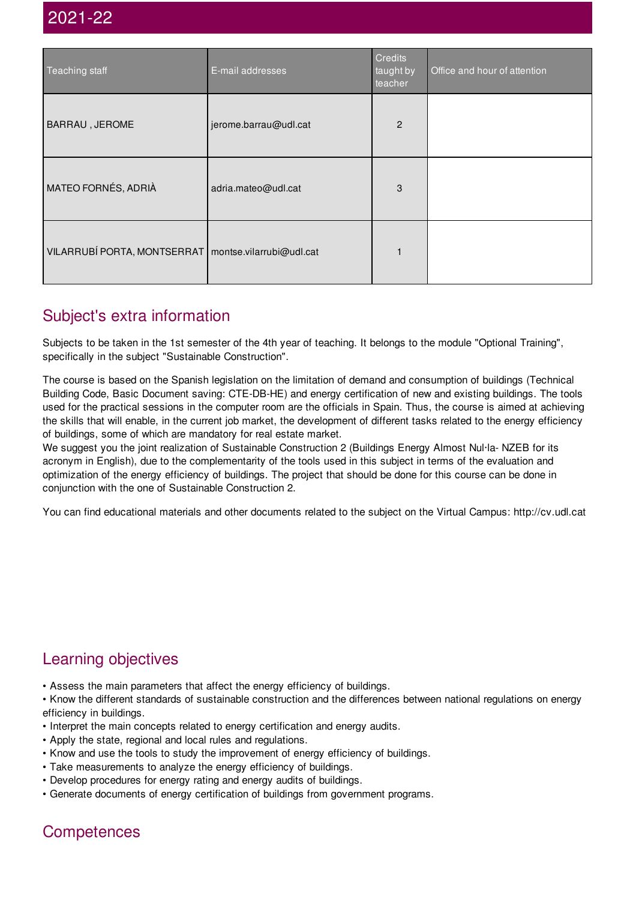# 2021-22

| Teaching staff | E-mail addresses | Credits taught by teacher | Office and hour of attention |
|---|---|---|---|
| BARRAU , JEROME | jerome.barrau@udl.cat | 2 | |
| MATEO FORNÉS, ADRIÀ | adria.mateo@udl.cat | 3 | |
| VILARRUBÍ PORTA, MONTSERRAT | montse.vilarrubi@udl.cat | 1 | |

## Subject's extra information

Subjects to be taken in the 1st semester of the 4th year of teaching. It belongs to the module "Optional Training", specifically in the subject "Sustainable Construction".

The course is based on the Spanish legislation on the limitation of demand and consumption of buildings (Technical Building Code, Basic Document saving: CTE-DB-HE) and energy certification of new and existing buildings. The tools used for the practical sessions in the computer room are the officials in Spain. Thus, the course is aimed at achieving the skills that will enable, in the current job market, the development of different tasks related to the energy efficiency of buildings, some of which are mandatory for real estate market.
We suggest you the joint realization of Sustainable Construction 2 (Buildings Energy Almost Nul·la- NZEB for its acronym in English), due to the complementarity of the tools used in this subject in terms of the evaluation and optimization of the energy efficiency of buildings. The project that should be done for this course can be done in conjunction with the one of Sustainable Construction 2.

You can find educational materials and other documents related to the subject on the Virtual Campus: http://cv.udl.cat

## Learning objectives

- Assess the main parameters that affect the energy efficiency of buildings.
- Know the different standards of sustainable construction and the differences between national regulations on energy efficiency in buildings.
- Interpret the main concepts related to energy certification and energy audits.
- Apply the state, regional and local rules and regulations.
- Know and use the tools to study the improvement of energy efficiency of buildings.
- Take measurements to analyze the energy efficiency of buildings.
- Develop procedures for energy rating and energy audits of buildings.
- Generate documents of energy certification of buildings from government programs.

## Competences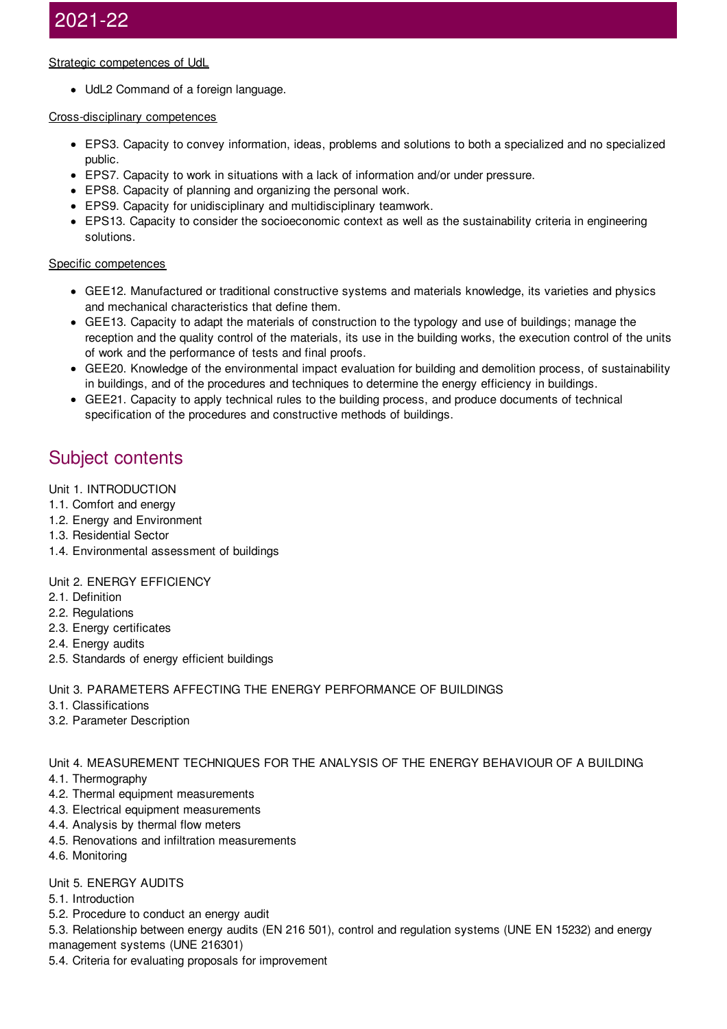Strategic competences of UdL

- UdL2 Command of a foreign language.

Cross-disciplinary competences

- EPS3. Capacity to convey information, ideas, problems and solutions to both a specialized and no specialized public.
- EPS7. Capacity to work in situations with a lack of information and/or under pressure.
- EPS8. Capacity of planning and organizing the personal work.
- EPS9. Capacity for unidisciplinary and multidisciplinary teamwork.
- EPS13. Capacity to consider the socioeconomic context as well as the sustainability criteria in engineering solutions.

Specific competences

- GEE12. Manufactured or traditional constructive systems and materials knowledge, its varieties and physics and mechanical characteristics that define them.
- GEE13. Capacity to adapt the materials of construction to the typology and use of buildings; manage the reception and the quality control of the materials, its use in the building works, the execution control of the units of work and the performance of tests and final proofs.
- GEE20. Knowledge of the environmental impact evaluation for building and demolition process, of sustainability in buildings, and of the procedures and techniques to determine the energy efficiency in buildings.
- GEE21. Capacity to apply technical rules to the building process, and produce documents of technical specification of the procedures and constructive methods of buildings.

## Subject contents

Unit 1. INTRODUCTION
1.1. Comfort and energy
1.2. Energy and Environment
1.3. Residential Sector
1.4. Environmental assessment of buildings

Unit 2. ENERGY EFFICIENCY
2.1. Definition
2.2. Regulations
2.3. Energy certificates
2.4. Energy audits
2.5. Standards of energy efficient buildings

Unit 3. PARAMETERS AFFECTING THE ENERGY PERFORMANCE OF BUILDINGS
3.1. Classifications
3.2. Parameter Description

Unit 4. MEASUREMENT TECHNIQUES FOR THE ANALYSIS OF THE ENERGY BEHAVIOUR OF A BUILDING
4.1. Thermography
4.2. Thermal equipment measurements
4.3. Electrical equipment measurements
4.4. Analysis by thermal flow meters
4.5. Renovations and infiltration measurements
4.6. Monitoring

Unit 5. ENERGY AUDITS
5.1. Introduction
5.2. Procedure to conduct an energy audit
5.3. Relationship between energy audits (EN 216 501), control and regulation systems (UNE EN 15232) and energy management systems (UNE 216301)
5.4. Criteria for evaluating proposals for improvement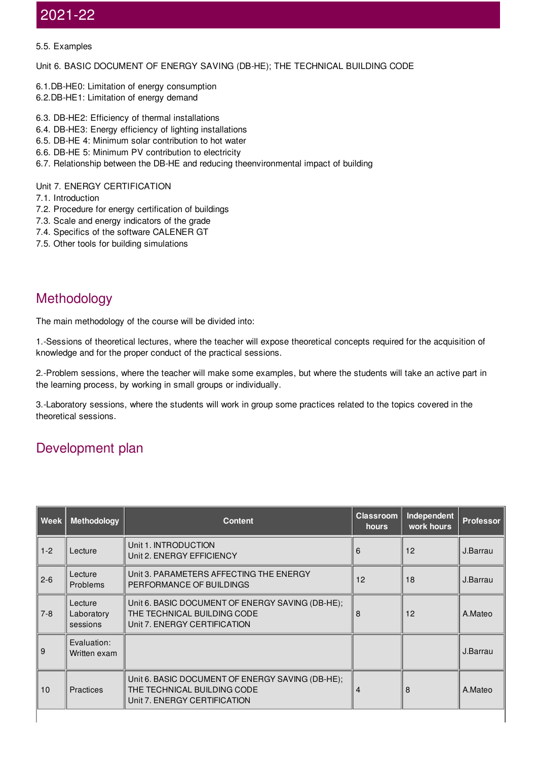5.5. Examples

Unit 6. BASIC DOCUMENT OF ENERGY SAVING (DB-HE); THE TECHNICAL BUILDING CODE

6.1.DB-HE0: Limitation of energy consumption
6.2.DB-HE1: Limitation of energy demand

6.3. DB-HE2: Efficiency of thermal installations
6.4. DB-HE3: Energy efficiency of lighting installations
6.5. DB-HE 4: Minimum solar contribution to hot water
6.6. DB-HE 5: Minimum PV contribution to electricity
6.7. Relationship between the DB-HE and reducing theenvironmental impact of building

Unit 7. ENERGY CERTIFICATION
7.1. Introduction
7.2. Procedure for energy certification of buildings
7.3. Scale and energy indicators of the grade
7.4. Specifics of the software CALENER GT
7.5. Other tools for building simulations

## Methodology

The main methodology of the course will be divided into:

1.-Sessions of theoretical lectures, where the teacher will expose theoretical concepts required for the acquisition of knowledge and for the proper conduct of the practical sessions.

2.-Problem sessions, where the teacher will make some examples, but where the students will take an active part in the learning process, by working in small groups or individually.

3.-Laboratory sessions, where the students will work in group some practices related to the topics covered in the theoretical sessions.

## Development plan

| Week | Methodology | Content | Classroom hours | Independent work hours | Professor |
|---|---|---|---|---|---|
| 1-2 | Lecture | Unit 1. INTRODUCTION<br>Unit 2. ENERGY EFFICIENCY | 6 | 12 | J.Barrau |
| 2-6 | Lecture<br>Problems | Unit 3. PARAMETERS AFFECTING THE ENERGY PERFORMANCE OF BUILDINGS | 12 | 18 | J.Barrau |
| 7-8 | Lecture<br>Laboratory sessions | Unit 6. BASIC DOCUMENT OF ENERGY SAVING (DB-HE); THE TECHNICAL BUILDING CODE<br>Unit 7. ENERGY CERTIFICATION | 8 | 12 | A.Mateo |
| 9 | Evaluation: Written exam | | | | J.Barrau |
| 10 | Practices | Unit 6. BASIC DOCUMENT OF ENERGY SAVING (DB-HE); THE TECHNICAL BUILDING CODE<br>Unit 7. ENERGY CERTIFICATION | 4 | 8 | A.Mateo |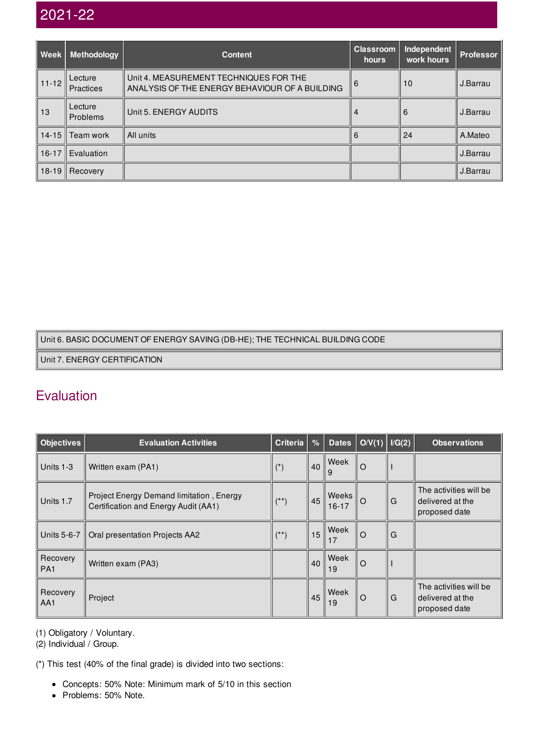## 2021-22

| Week | Methodology | Content | Classroom hours | Independent work hours | Professor |
|---|---|---|---|---|---|
| 11-12 | Lecture Practices | Unit 4. MEASUREMENT TECHNIQUES FOR THE ANALYSIS OF THE ENERGY BEHAVIOUR OF A BUILDING | 6 | 10 | J.Barrau |
| 13 | Lecture Problems | Unit 5. ENERGY AUDITS | 4 | 6 | J.Barrau |
| 14-15 | Team work | All units | 6 | 24 | A.Mateo |
| 16-17 | Evaluation | | | | J.Barrau |
| 18-19 | Recovery | | | | J.Barrau |

| |
|---|
| Unit 6. BASIC DOCUMENT OF ENERGY SAVING (DB-HE); THE TECHNICAL BUILDING CODE |
| Unit 7. ENERGY CERTIFICATION |

## Evaluation

| Objectives | Evaluation Activities | Criteria | % | Dates | O/V(1) | I/G(2) | Observations |
|---|---|---|---|---|---|---|---|
| Units 1-3 | Written exam (PA1) | (*) | 40 | Week 9 | O | I | |
| Units 1.7 | Project Energy Demand limitation , Energy Certification and Energy Audit (AA1) | (**) | 45 | Weeks 16-17 | O | G | The activities will be delivered at the proposed date |
| Units 5-6-7 | Oral presentation Projects AA2 | (**) | 15 | Week 17 | O | G | |
| Recovery PA1 | Written exam (PA3) | | 40 | Week 19 | O | I | |
| Recovery AA1 | Project | | 45 | Week 19 | O | G | The activities will be delivered at the proposed date |

(1) Obligatory / Voluntary.
(2) Individual / Group.

(*) This test (40% of the final grade) is divided into two sections:

- Concepts: 50% Note: Minimum mark of 5/10 in this section
- Problems: 50% Note.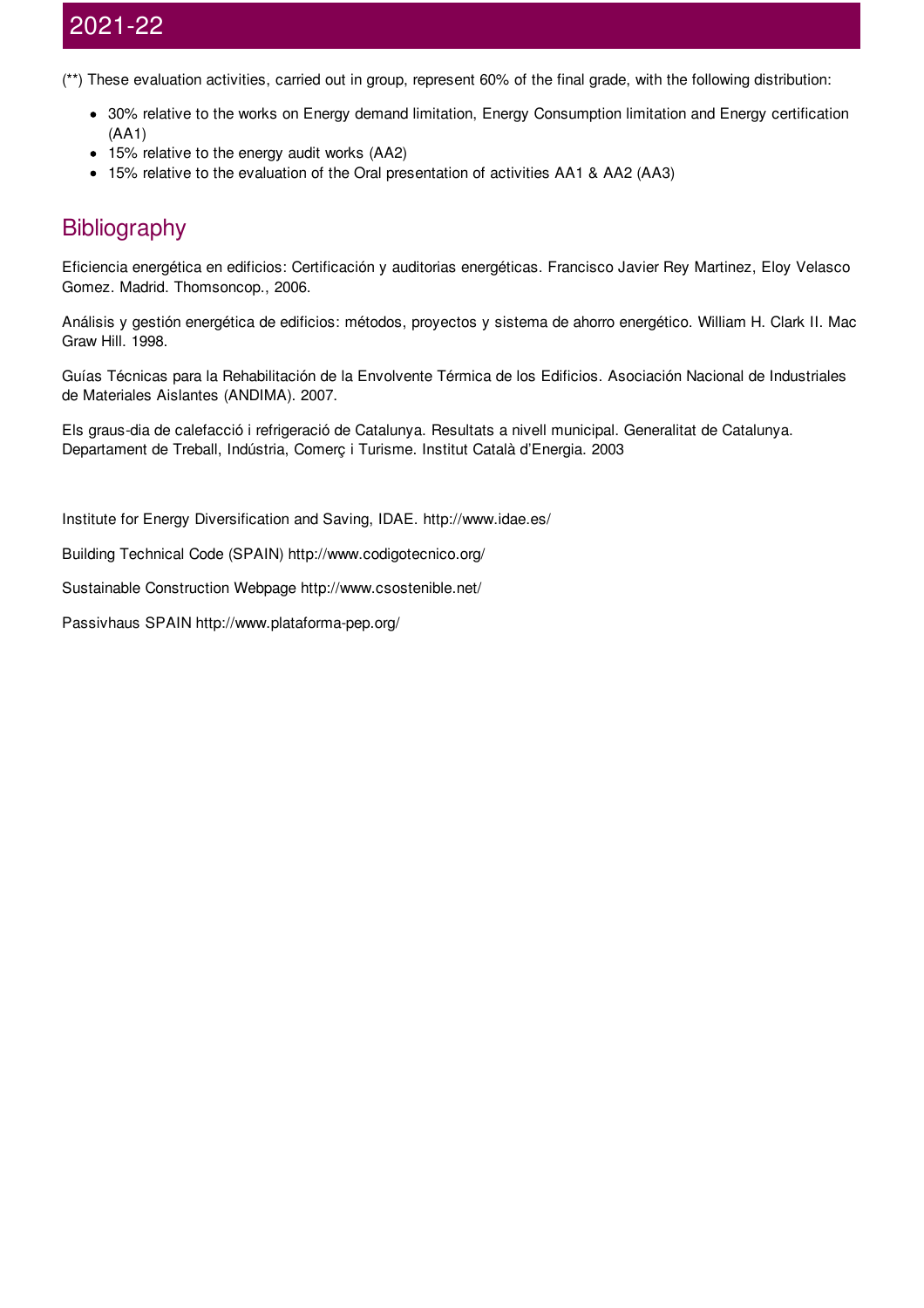(**) These evaluation activities, carried out in group, represent 60% of the final grade, with the following distribution:

- 30% relative to the works on Energy demand limitation, Energy Consumption limitation and Energy certification (AA1)
- 15% relative to the energy audit works (AA2)
- 15% relative to the evaluation of the Oral presentation of activities AA1 & AA2 (AA3)

## Bibliography

Eficiencia energética en edificios: Certificación y auditorias energéticas. Francisco Javier Rey Martinez, Eloy Velasco Gomez. Madrid. Thomsoncop., 2006.

Análisis y gestión energética de edificios: métodos, proyectos y sistema de ahorro energético. William H. Clark II. Mac Graw Hill. 1998.

Guías Técnicas para la Rehabilitación de la Envolvente Térmica de los Edificios. Asociación Nacional de Industriales de Materiales Aislantes (ANDIMA). 2007.

Els graus-dia de calefacció i refrigeració de Catalunya. Resultats a nivell municipal. Generalitat de Catalunya. Departament de Treball, Indústria, Comerç i Turisme. Institut Català d'Energia. 2003

Institute for Energy Diversification and Saving, IDAE. http://www.idae.es/

Building Technical Code (SPAIN) http://www.codigotecnico.org/

Sustainable Construction Webpage http://www.csostenible.net/

Passivhaus SPAIN http://www.plataforma-pep.org/